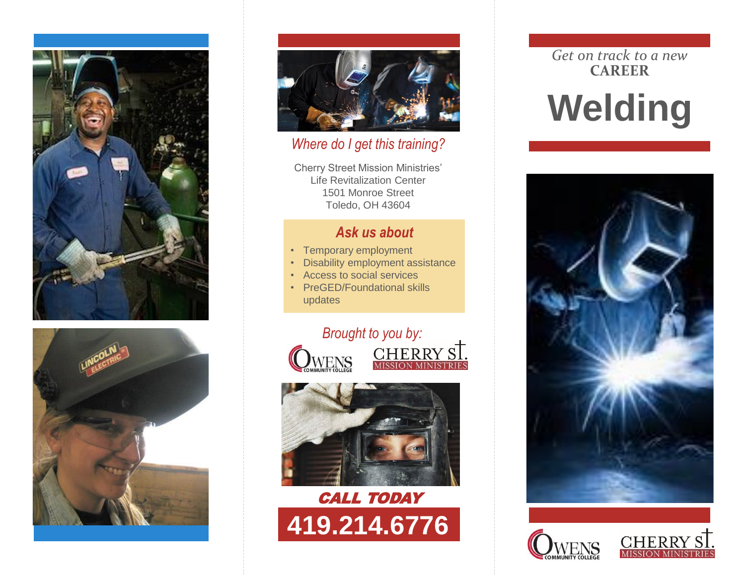### Where do I get this training?

Cherry Street Mission Ministries' Life Revitalization Center
1501 Monroe Street
Toledo, OH 43604

### Ask us about

- Temporary employment
- Disability employment assistance
- Access to social services
- PreGED/Foundational skills updates

*Brought to you by:*

OWENS COMMUNITY COLLEGE
CHERRY ST. MISSION MINISTRIES

**CALL TODAY**

**419.214.6776**

*Get on track to a new*
**CAREER**

# Welding

OWENS COMMUNITY COLLEGE
CHERRY ST. MISSION MINISTRIES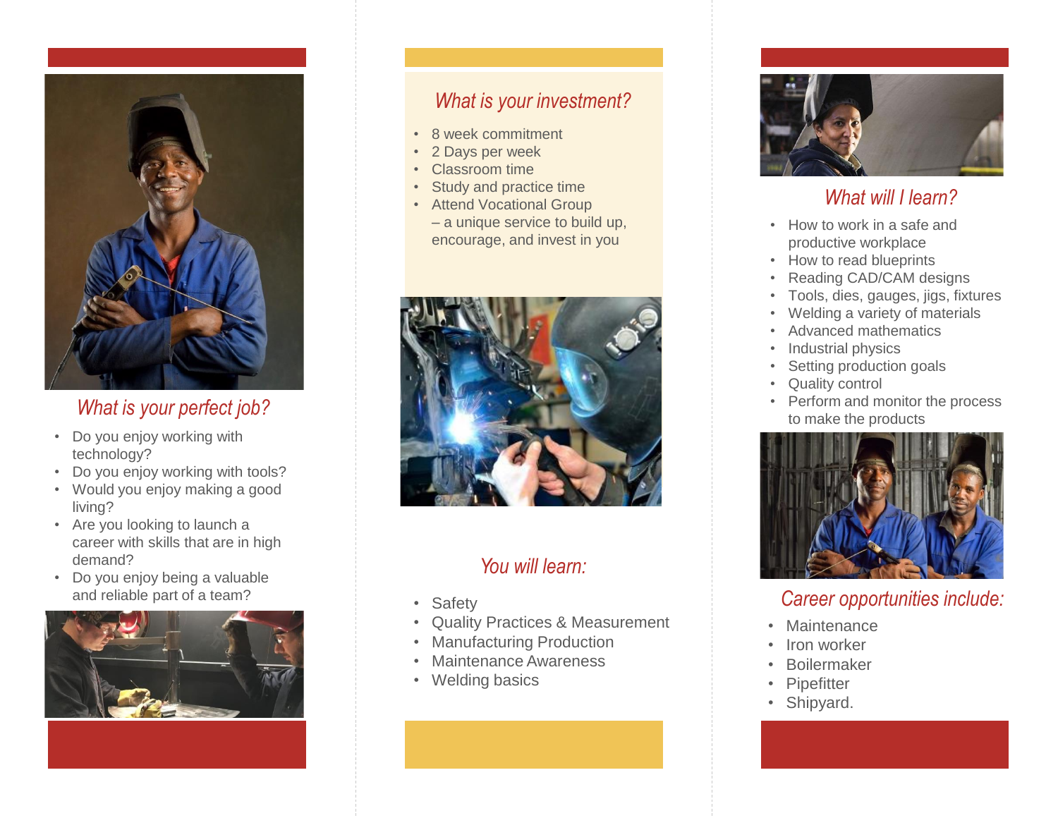## What is your perfect job?

- Do you enjoy working with technology?
- Do you enjoy working with tools?
- Would you enjoy making a good living?
- Are you looking to launch a career with skills that are in high demand?
- Do you enjoy being a valuable and reliable part of a team?

## What is your investment?

- 8 week commitment
- 2 Days per week
- Classroom time
- Study and practice time
- Attend Vocational Group – a unique service to build up, encourage, and invest in you

## You will learn:

- Safety
- Quality Practices & Measurement
- Manufacturing Production
- Maintenance Awareness
- Welding basics

## What will I learn?

- How to work in a safe and productive workplace
- How to read blueprints
- Reading CAD/CAM designs
- Tools, dies, gauges, jigs, fixtures
- Welding a variety of materials
- Advanced mathematics
- Industrial physics
- Setting production goals
- Quality control
- Perform and monitor the process to make the products

## Career opportunities include:

- Maintenance
- Iron worker
- Boilermaker
- Pipefitter
- Shipyard.